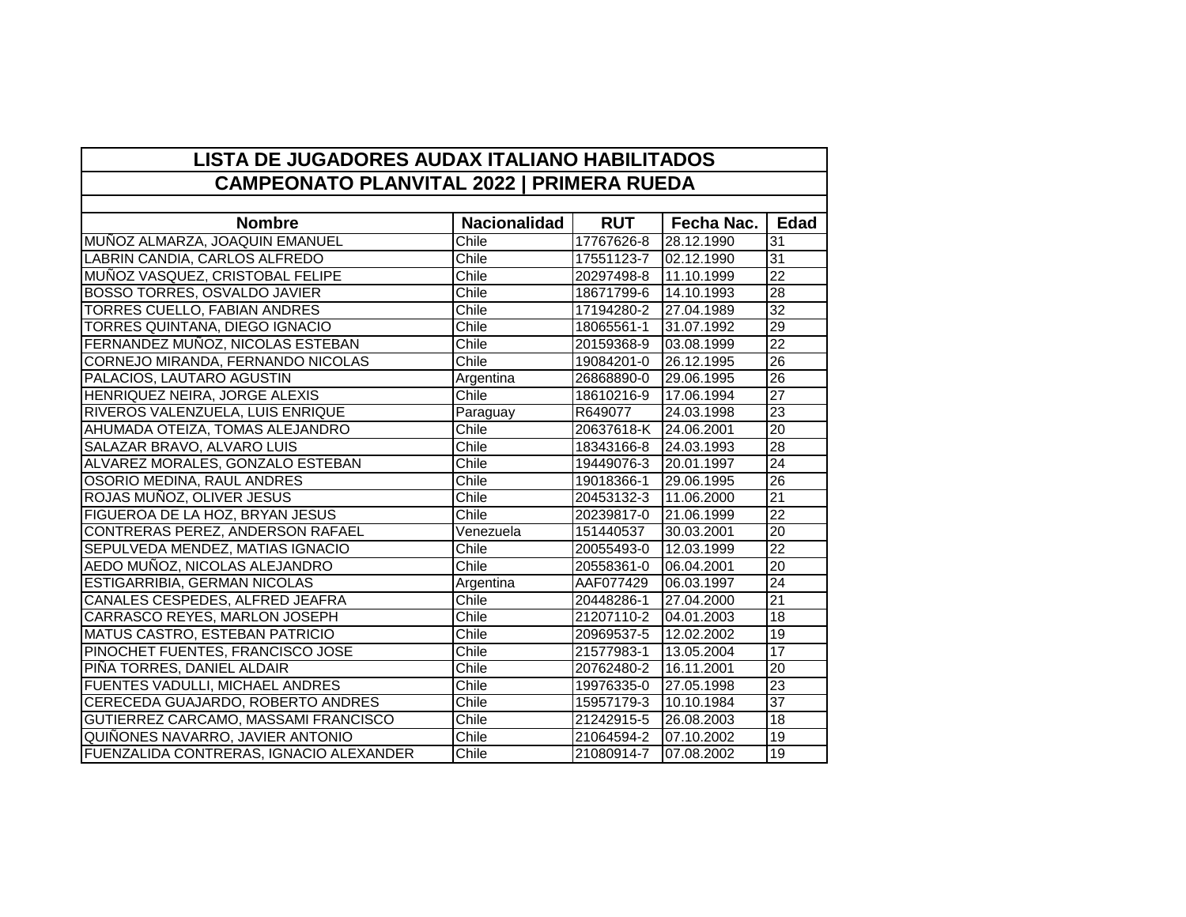| LISTA DE JUGADORES AUDAX ITALIANO HABILITADOS | | | | |
|---|---|---|---|---|
| CAMPEONATO PLANVITAL 2022 \| PRIMERA RUEDA | | | | |
| **Nombre** | **Nacionalidad** | **RUT** | **Fecha Nac.** | **Edad** |
| MUÑOZ ALMARZA, JOAQUIN EMANUEL | Chile | 17767626-8 | 28.12.1990 | 31 |
| LABRIN CANDIA, CARLOS ALFREDO | Chile | 17551123-7 | 02.12.1990 | 31 |
| MUÑOZ VASQUEZ, CRISTOBAL FELIPE | Chile | 20297498-8 | 11.10.1999 | 22 |
| BOSSO TORRES, OSVALDO JAVIER | Chile | 18671799-6 | 14.10.1993 | 28 |
| TORRES CUELLO, FABIAN ANDRES | Chile | 17194280-2 | 27.04.1989 | 32 |
| TORRES QUINTANA, DIEGO IGNACIO | Chile | 18065561-1 | 31.07.1992 | 29 |
| FERNANDEZ MUÑOZ, NICOLAS ESTEBAN | Chile | 20159368-9 | 03.08.1999 | 22 |
| CORNEJO MIRANDA, FERNANDO NICOLAS | Chile | 19084201-0 | 26.12.1995 | 26 |
| PALACIOS, LAUTARO AGUSTIN | Argentina | 26868890-0 | 29.06.1995 | 26 |
| HENRIQUEZ NEIRA, JORGE ALEXIS | Chile | 18610216-9 | 17.06.1994 | 27 |
| RIVEROS VALENZUELA, LUIS ENRIQUE | Paraguay | R649077 | 24.03.1998 | 23 |
| AHUMADA OTEIZA, TOMAS ALEJANDRO | Chile | 20637618-K | 24.06.2001 | 20 |
| SALAZAR BRAVO, ALVARO LUIS | Chile | 18343166-8 | 24.03.1993 | 28 |
| ALVAREZ MORALES, GONZALO ESTEBAN | Chile | 19449076-3 | 20.01.1997 | 24 |
| OSORIO MEDINA, RAUL ANDRES | Chile | 19018366-1 | 29.06.1995 | 26 |
| ROJAS MUÑOZ, OLIVER JESUS | Chile | 20453132-3 | 11.06.2000 | 21 |
| FIGUEROA DE LA HOZ, BRYAN JESUS | Chile | 20239817-0 | 21.06.1999 | 22 |
| CONTRERAS PEREZ, ANDERSON RAFAEL | Venezuela | 151440537 | 30.03.2001 | 20 |
| SEPULVEDA MENDEZ, MATIAS IGNACIO | Chile | 20055493-0 | 12.03.1999 | 22 |
| AEDO MUÑOZ, NICOLAS ALEJANDRO | Chile | 20558361-0 | 06.04.2001 | 20 |
| ESTIGARRIBIA, GERMAN NICOLAS | Argentina | AAF077429 | 06.03.1997 | 24 |
| CANALES CESPEDES, ALFRED JEAFRA | Chile | 20448286-1 | 27.04.2000 | 21 |
| CARRASCO REYES, MARLON JOSEPH | Chile | 21207110-2 | 04.01.2003 | 18 |
| MATUS CASTRO, ESTEBAN PATRICIO | Chile | 20969537-5 | 12.02.2002 | 19 |
| PINOCHET FUENTES, FRANCISCO JOSE | Chile | 21577983-1 | 13.05.2004 | 17 |
| PIÑA TORRES, DANIEL ALDAIR | Chile | 20762480-2 | 16.11.2001 | 20 |
| FUENTES VADULLI, MICHAEL ANDRES | Chile | 19976335-0 | 27.05.1998 | 23 |
| CERECEDA GUAJARDO, ROBERTO ANDRES | Chile | 15957179-3 | 10.10.1984 | 37 |
| GUTIERREZ CARCAMO, MASSAMI FRANCISCO | Chile | 21242915-5 | 26.08.2003 | 18 |
| QUIÑONES NAVARRO, JAVIER ANTONIO | Chile | 21064594-2 | 07.10.2002 | 19 |
| FUENZALIDA CONTRERAS, IGNACIO ALEXANDER | Chile | 21080914-7 | 07.08.2002 | 19 |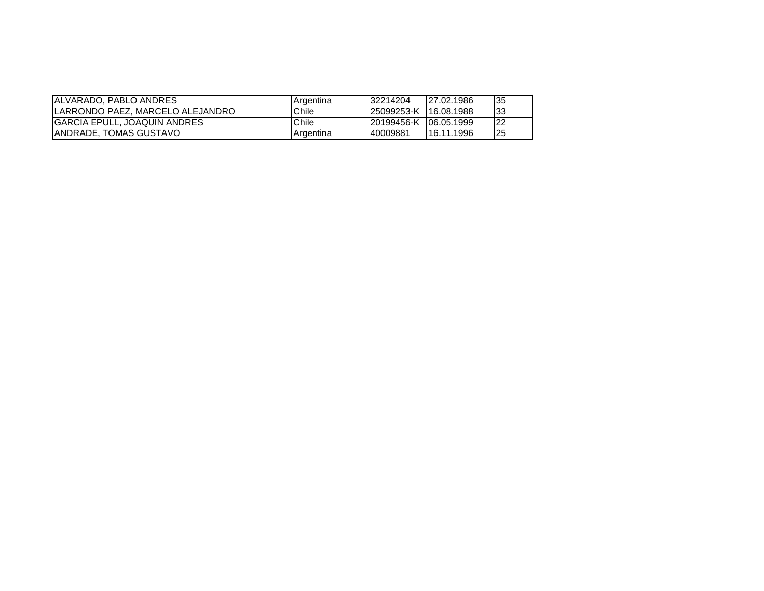| | | | | |
|---|---|---|---|---|
| ALVARADO, PABLO ANDRES | Argentina | 32214204 | 27.02.1986 | 35 |
| LARRONDO PAEZ, MARCELO ALEJANDRO | Chile | 25099253-K | 16.08.1988 | 33 |
| GARCIA EPULL, JOAQUIN ANDRES | Chile | 20199456-K | 06.05.1999 | 22 |
| ANDRADE, TOMAS GUSTAVO | Argentina | 40009881 | 16.11.1996 | 25 |